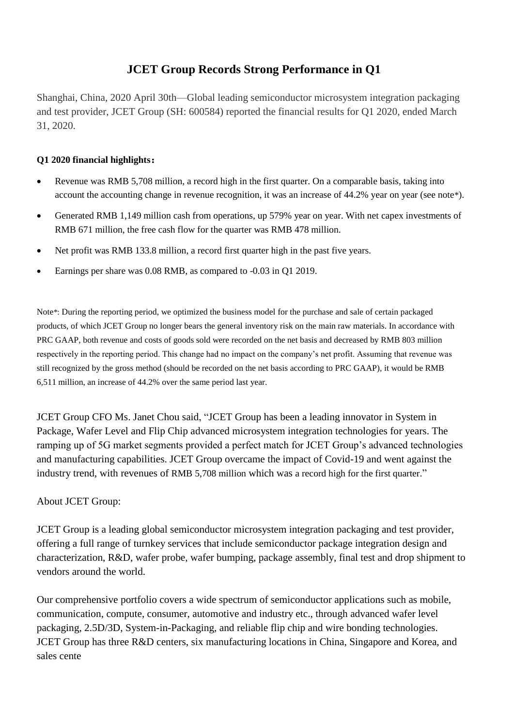# JCET Group Records Strong Performance in Q1

Shanghai, China, 2020 April 30th—Global leading semiconductor microsystem integration packaging and test provider, JCET Group (SH: 600584) reported the financial results for Q1 2020, ended March 31, 2020.

**Q1 2020 financial highlights：**

- Revenue was RMB 5,708 million, a record high in the first quarter. On a comparable basis, taking into account the accounting change in revenue recognition, it was an increase of 44.2% year on year (see note*).
- Generated RMB 1,149 million cash from operations, up 579% year on year. With net capex investments of RMB 671 million, the free cash flow for the quarter was RMB 478 million.
- Net profit was RMB 133.8 million, a record first quarter high in the past five years.
- Earnings per share was 0.08 RMB, as compared to -0.03 in Q1 2019.

Note*: During the reporting period, we optimized the business model for the purchase and sale of certain packaged products, of which JCET Group no longer bears the general inventory risk on the main raw materials. In accordance with PRC GAAP, both revenue and costs of goods sold were recorded on the net basis and decreased by RMB 803 million respectively in the reporting period. This change had no impact on the company's net profit. Assuming that revenue was still recognized by the gross method (should be recorded on the net basis according to PRC GAAP), it would be RMB 6,511 million, an increase of 44.2% over the same period last year.

JCET Group CFO Ms. Janet Chou said, "JCET Group has been a leading innovator in System in Package, Wafer Level and Flip Chip advanced microsystem integration technologies for years. The ramping up of 5G market segments provided a perfect match for JCET Group's advanced technologies and manufacturing capabilities. JCET Group overcame the impact of Covid-19 and went against the industry trend, with revenues of RMB 5,708 million which was a record high for the first quarter."

About JCET Group:

JCET Group is a leading global semiconductor microsystem integration packaging and test provider, offering a full range of turnkey services that include semiconductor package integration design and characterization, R&D, wafer probe, wafer bumping, package assembly, final test and drop shipment to vendors around the world.

Our comprehensive portfolio covers a wide spectrum of semiconductor applications such as mobile, communication, compute, consumer, automotive and industry etc., through advanced wafer level packaging, 2.5D/3D, System-in-Packaging, and reliable flip chip and wire bonding technologies. JCET Group has three R&D centers, six manufacturing locations in China, Singapore and Korea, and sales cente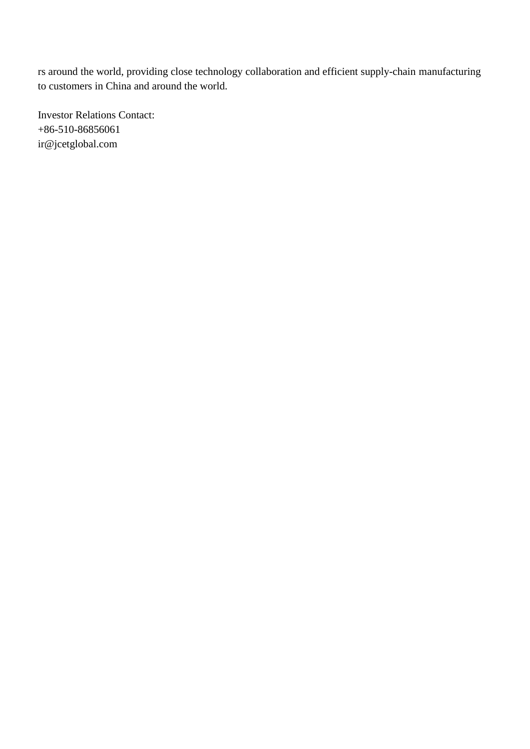rs around the world, providing close technology collaboration and efficient supply-chain manufacturing to customers in China and around the world.

Investor Relations Contact:
+86-510-86856061
ir@jcetglobal.com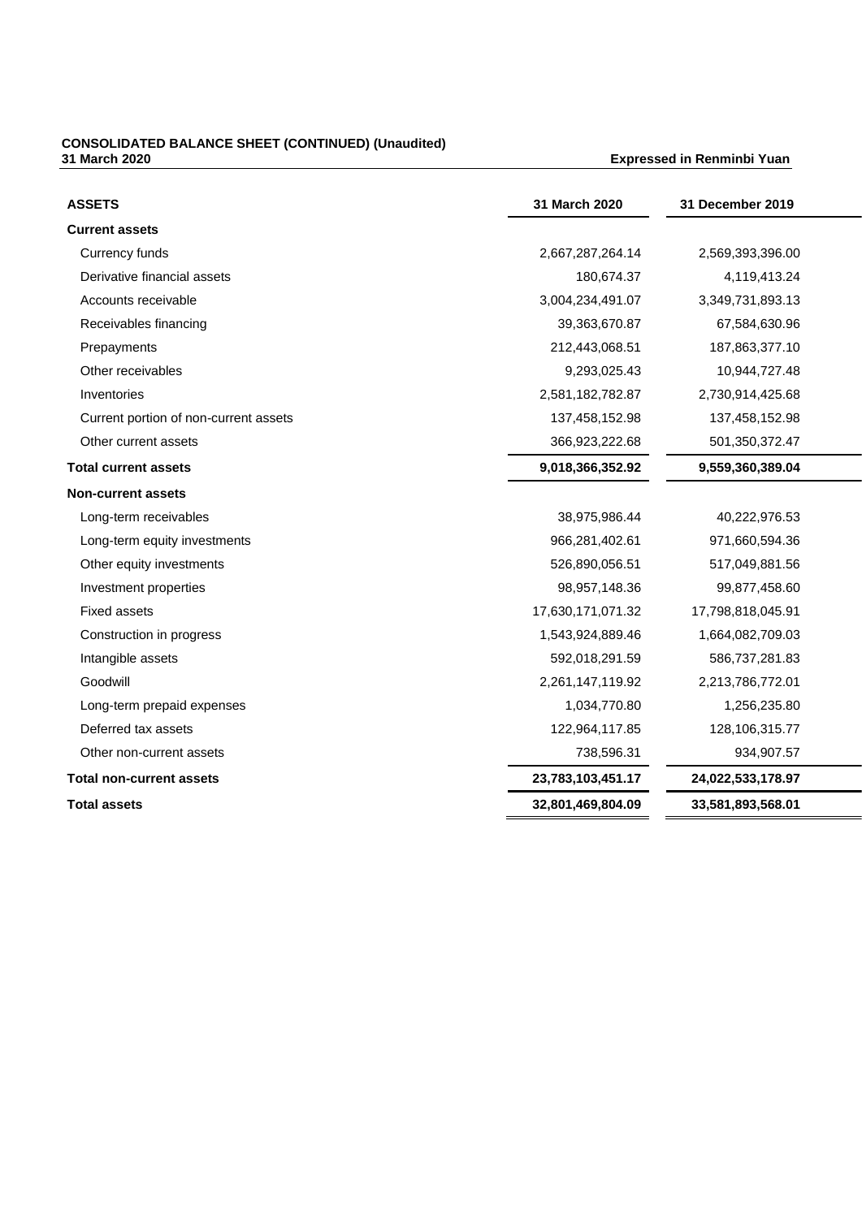**CONSOLIDATED BALANCE SHEET (CONTINUED) (Unaudited)**
**31 March 2020** **Expressed in Renminbi Yuan**

| ASSETS | 31 March 2020 | 31 December 2019 |
|---|---|---|
| **Current assets** | | |
| Currency funds | 2,667,287,264.14 | 2,569,393,396.00 |
| Derivative financial assets | 180,674.37 | 4,119,413.24 |
| Accounts receivable | 3,004,234,491.07 | 3,349,731,893.13 |
| Receivables financing | 39,363,670.87 | 67,584,630.96 |
| Prepayments | 212,443,068.51 | 187,863,377.10 |
| Other receivables | 9,293,025.43 | 10,944,727.48 |
| Inventories | 2,581,182,782.87 | 2,730,914,425.68 |
| Current portion of non-current assets | 137,458,152.98 | 137,458,152.98 |
| Other current assets | 366,923,222.68 | 501,350,372.47 |
| **Total current assets** | **9,018,366,352.92** | **9,559,360,389.04** |
| **Non-current assets** | | |
| Long-term receivables | 38,975,986.44 | 40,222,976.53 |
| Long-term equity investments | 966,281,402.61 | 971,660,594.36 |
| Other equity investments | 526,890,056.51 | 517,049,881.56 |
| Investment properties | 98,957,148.36 | 99,877,458.60 |
| Fixed assets | 17,630,171,071.32 | 17,798,818,045.91 |
| Construction in progress | 1,543,924,889.46 | 1,664,082,709.03 |
| Intangible assets | 592,018,291.59 | 586,737,281.83 |
| Goodwill | 2,261,147,119.92 | 2,213,786,772.01 |
| Long-term prepaid expenses | 1,034,770.80 | 1,256,235.80 |
| Deferred tax assets | 122,964,117.85 | 128,106,315.77 |
| Other non-current assets | 738,596.31 | 934,907.57 |
| **Total non-current assets** | **23,783,103,451.17** | **24,022,533,178.97** |
| **Total assets** | **32,801,469,804.09** | **33,581,893,568.01** |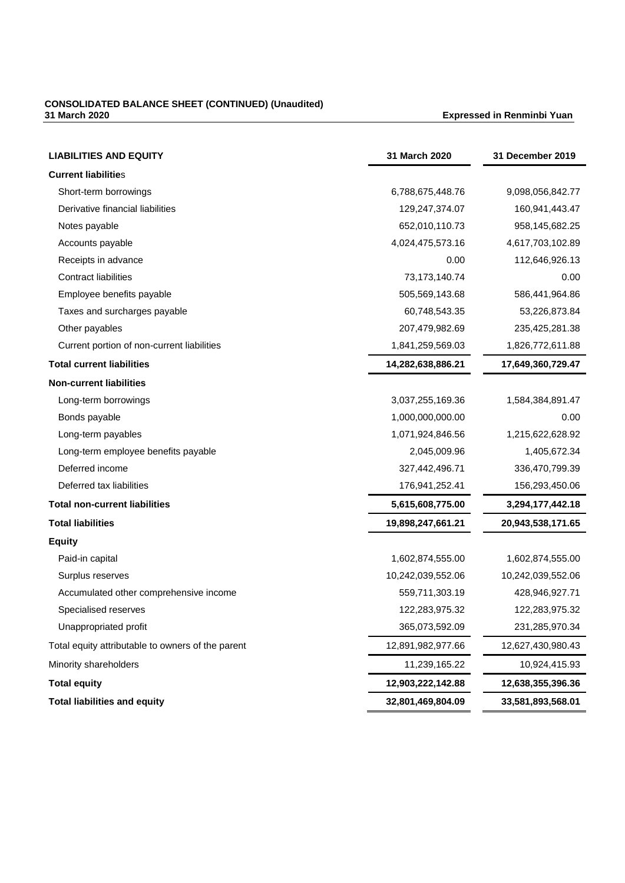**CONSOLIDATED BALANCE SHEET (CONTINUED) (Unaudited)**
**31 March 2020** **Expressed in Renminbi Yuan**

| LIABILITIES AND EQUITY | 31 March 2020 | 31 December 2019 |
|---|---|---|
| **Current liabilities** | | |
| Short-term borrowings | 6,788,675,448.76 | 9,098,056,842.77 |
| Derivative financial liabilities | 129,247,374.07 | 160,941,443.47 |
| Notes payable | 652,010,110.73 | 958,145,682.25 |
| Accounts payable | 4,024,475,573.16 | 4,617,703,102.89 |
| Receipts in advance | 0.00 | 112,646,926.13 |
| Contract liabilities | 73,173,140.74 | 0.00 |
| Employee benefits payable | 505,569,143.68 | 586,441,964.86 |
| Taxes and surcharges payable | 60,748,543.35 | 53,226,873.84 |
| Other payables | 207,479,982.69 | 235,425,281.38 |
| Current portion of non-current liabilities | 1,841,259,569.03 | 1,826,772,611.88 |
| **Total current liabilities** | **14,282,638,886.21** | **17,649,360,729.47** |
| **Non-current liabilities** | | |
| Long-term borrowings | 3,037,255,169.36 | 1,584,384,891.47 |
| Bonds payable | 1,000,000,000.00 | 0.00 |
| Long-term payables | 1,071,924,846.56 | 1,215,622,628.92 |
| Long-term employee benefits payable | 2,045,009.96 | 1,405,672.34 |
| Deferred income | 327,442,496.71 | 336,470,799.39 |
| Deferred tax liabilities | 176,941,252.41 | 156,293,450.06 |
| **Total non-current liabilities** | **5,615,608,775.00** | **3,294,177,442.18** |
| **Total liabilities** | **19,898,247,661.21** | **20,943,538,171.65** |
| **Equity** | | |
| Paid-in capital | 1,602,874,555.00 | 1,602,874,555.00 |
| Surplus reserves | 10,242,039,552.06 | 10,242,039,552.06 |
| Accumulated other comprehensive income | 559,711,303.19 | 428,946,927.71 |
| Specialised reserves | 122,283,975.32 | 122,283,975.32 |
| Unappropriated profit | 365,073,592.09 | 231,285,970.34 |
| Total equity attributable to owners of the parent | 12,891,982,977.66 | 12,627,430,980.43 |
| Minority shareholders | 11,239,165.22 | 10,924,415.93 |
| **Total equity** | **12,903,222,142.88** | **12,638,355,396.36** |
| **Total liabilities and equity** | **32,801,469,804.09** | **33,581,893,568.01** |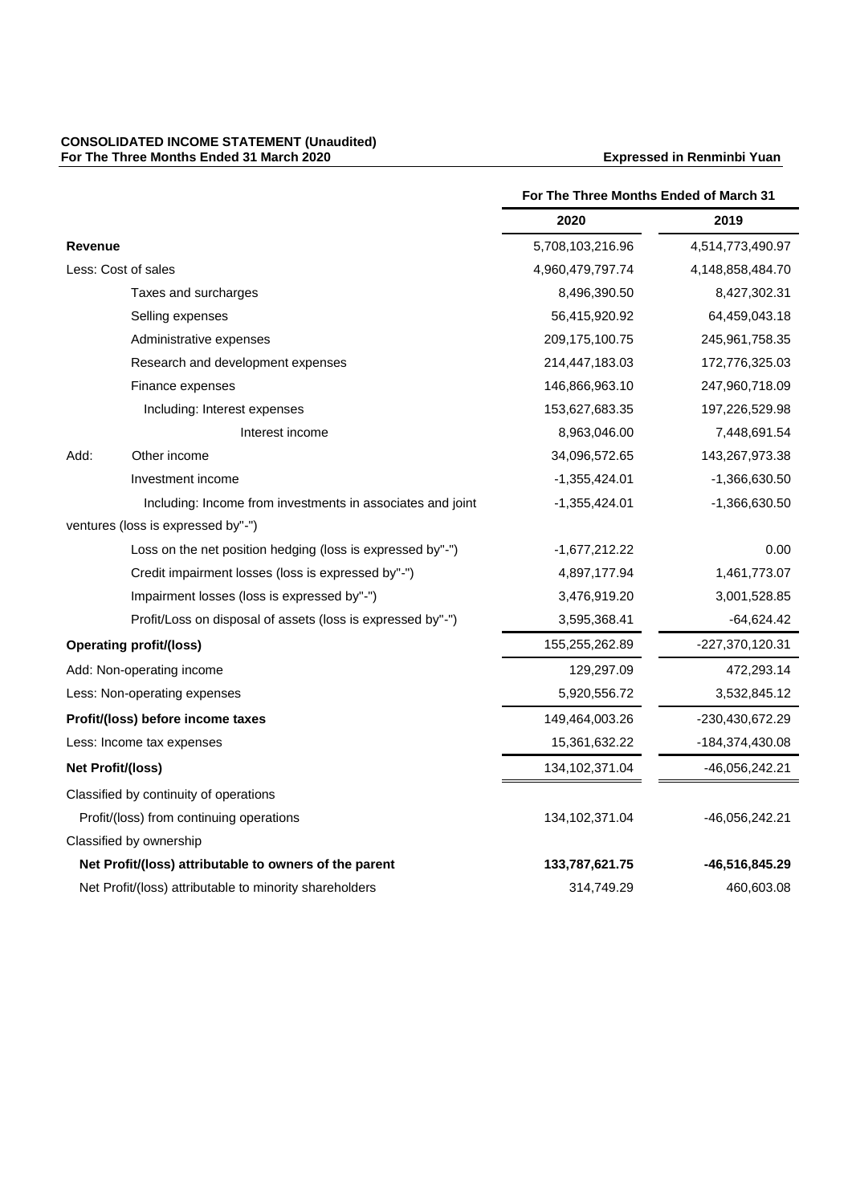**CONSOLIDATED INCOME STATEMENT (Unaudited)**
**For The Three Months Ended 31 March 2020**

**Expressed in Renminbi Yuan**

| | For The Three Months Ended of March 31 | |
|---|---|---|
| | 2020 | 2019 |
| **Revenue** | 5,708,103,216.96 | 4,514,773,490.97 |
| Less: Cost of sales | 4,960,479,797.74 | 4,148,858,484.70 |
| Taxes and surcharges | 8,496,390.50 | 8,427,302.31 |
| Selling expenses | 56,415,920.92 | 64,459,043.18 |
| Administrative expenses | 209,175,100.75 | 245,961,758.35 |
| Research and development expenses | 214,447,183.03 | 172,776,325.03 |
| Finance expenses | 146,866,963.10 | 247,960,718.09 |
| Including: Interest expenses | 153,627,683.35 | 197,226,529.98 |
| Interest income | 8,963,046.00 | 7,448,691.54 |
| Add: Other income | 34,096,572.65 | 143,267,973.38 |
| Investment income | -1,355,424.01 | -1,366,630.50 |
| Including: Income from investments in associates and joint ventures (loss is expressed by"-") | -1,355,424.01 | -1,366,630.50 |
| Loss on the net position hedging (loss is expressed by"-") | -1,677,212.22 | 0.00 |
| Credit impairment losses (loss is expressed by"-") | 4,897,177.94 | 1,461,773.07 |
| Impairment losses (loss is expressed by"-") | 3,476,919.20 | 3,001,528.85 |
| Profit/Loss on disposal of assets (loss is expressed by"-") | 3,595,368.41 | -64,624.42 |
| **Operating profit/(loss)** | 155,255,262.89 | -227,370,120.31 |
| Add: Non-operating income | 129,297.09 | 472,293.14 |
| Less: Non-operating expenses | 5,920,556.72 | 3,532,845.12 |
| **Profit/(loss) before income taxes** | 149,464,003.26 | -230,430,672.29 |
| Less: Income tax expenses | 15,361,632.22 | -184,374,430.08 |
| **Net Profit/(loss)** | 134,102,371.04 | -46,056,242.21 |
| Classified by continuity of operations | | |
| Profit/(loss) from continuing operations | 134,102,371.04 | -46,056,242.21 |
| Classified by ownership | | |
| **Net Profit/(loss) attributable to owners of the parent** | **133,787,621.75** | **-46,516,845.29** |
| Net Profit/(loss) attributable to minority shareholders | 314,749.29 | 460,603.08 |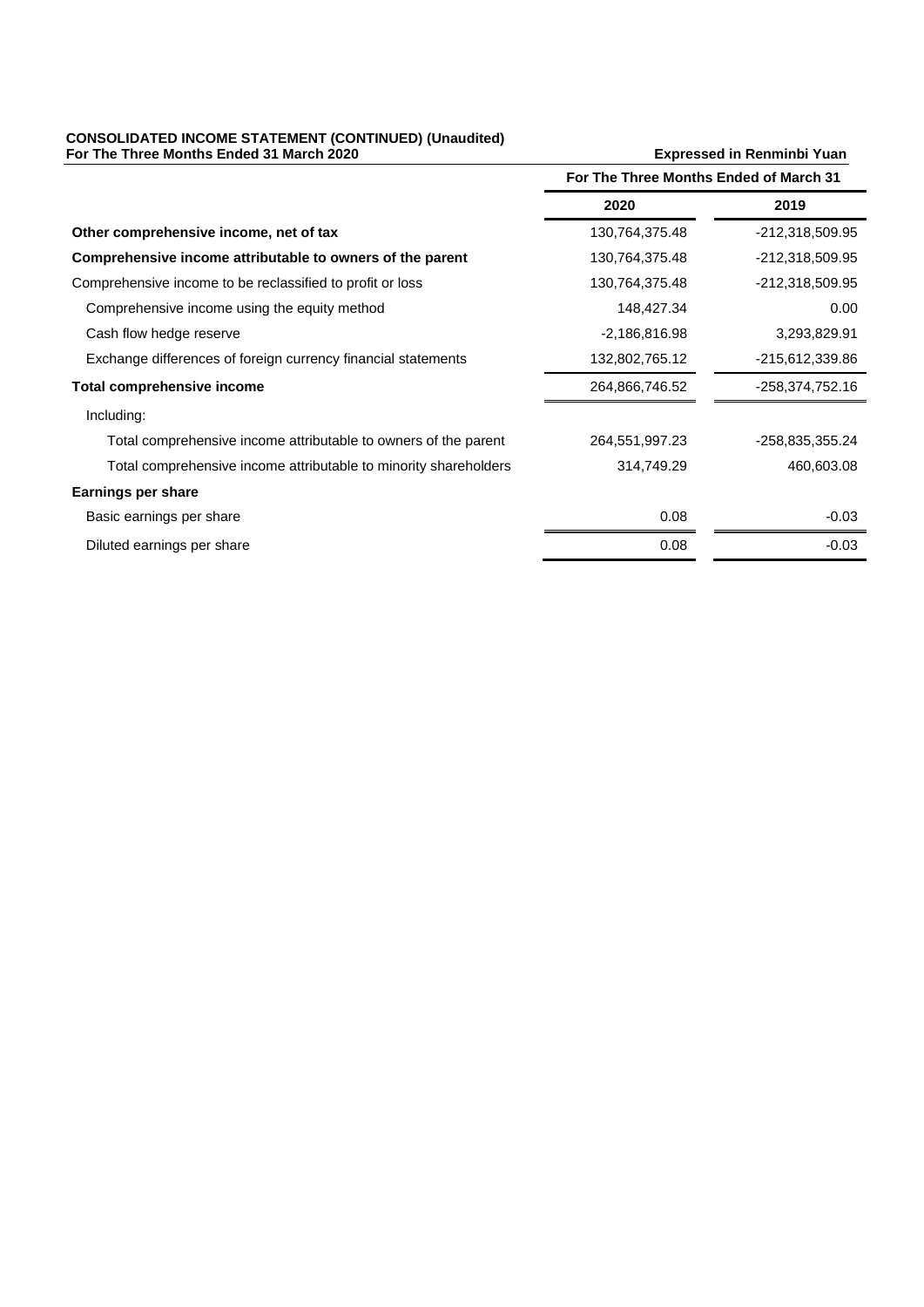**CONSOLIDATED INCOME STATEMENT (CONTINUED) (Unaudited)**
**For The Three Months Ended 31 March 2020**

**Expressed in Renminbi Yuan**

| | For The Three Months Ended of March 31 | |
|---|---|---|
| | **2020** | **2019** |
| **Other comprehensive income, net of tax** | 130,764,375.48 | -212,318,509.95 |
| **Comprehensive income attributable to owners of the parent** | 130,764,375.48 | -212,318,509.95 |
| Comprehensive income to be reclassified to profit or loss | 130,764,375.48 | -212,318,509.95 |
| Comprehensive income using the equity method | 148,427.34 | 0.00 |
| Cash flow hedge reserve | -2,186,816.98 | 3,293,829.91 |
| Exchange differences of foreign currency financial statements | 132,802,765.12 | -215,612,339.86 |
| **Total comprehensive income** | 264,866,746.52 | -258,374,752.16 |
| Including: | | |
| Total comprehensive income attributable to owners of the parent | 264,551,997.23 | -258,835,355.24 |
| Total comprehensive income attributable to minority shareholders | 314,749.29 | 460,603.08 |
| **Earnings per share** | | |
| Basic earnings per share | 0.08 | -0.03 |
| Diluted earnings per share | 0.08 | -0.03 |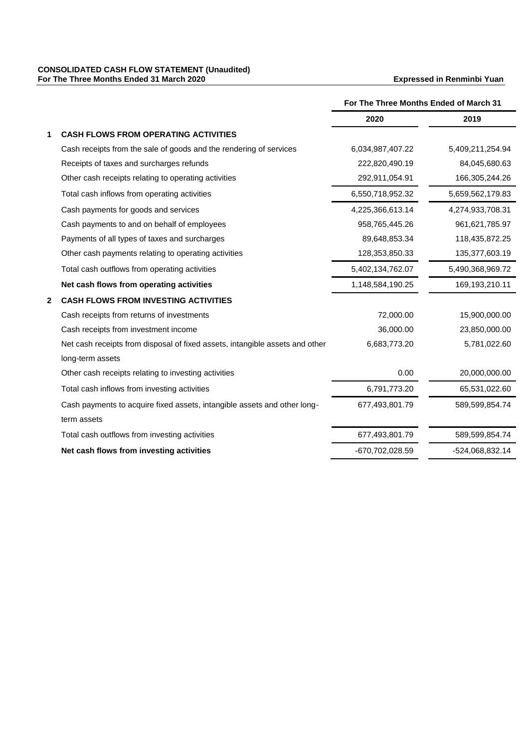**CONSOLIDATED CASH FLOW STATEMENT (Unaudited)**
**For The Three Months Ended 31 March 2020** **Expressed in Renminbi Yuan**

| | | For The Three Months Ended of March 31 | |
|---|---|---|---|
| | | **2020** | **2019** |
| **1** | **CASH FLOWS FROM OPERATING ACTIVITIES** | | |
| | Cash receipts from the sale of goods and the rendering of services | 6,034,987,407.22 | 5,409,211,254.94 |
| | Receipts of taxes and surcharges refunds | 222,820,490.19 | 84,045,680.63 |
| | Other cash receipts relating to operating activities | 292,911,054.91 | 166,305,244.26 |
| | Total cash inflows from operating activities | 6,550,718,952.32 | 5,659,562,179.83 |
| | Cash payments for goods and services | 4,225,366,613.14 | 4,274,933,708.31 |
| | Cash payments to and on behalf of employees | 958,765,445.26 | 961,621,785.97 |
| | Payments of all types of taxes and surcharges | 89,648,853.34 | 118,435,872.25 |
| | Other cash payments relating to operating activities | 128,353,850.33 | 135,377,603.19 |
| | Total cash outflows from operating activities | 5,402,134,762.07 | 5,490,368,969.72 |
| | **Net cash flows from operating activities** | 1,148,584,190.25 | 169,193,210.11 |
| **2** | **CASH FLOWS FROM INVESTING ACTIVITIES** | | |
| | Cash receipts from returns of investments | 72,000.00 | 15,900,000.00 |
| | Cash receipts from investment income | 36,000.00 | 23,850,000.00 |
| | Net cash receipts from disposal of fixed assets, intangible assets and other long-term assets | 6,683,773.20 | 5,781,022.60 |
| | Other cash receipts relating to investing activities | 0.00 | 20,000,000.00 |
| | Total cash inflows from investing activities | 6,791,773.20 | 65,531,022.60 |
| | Cash payments to acquire fixed assets, intangible assets and other long-term assets | 677,493,801.79 | 589,599,854.74 |
| | Total cash outflows from investing activities | 677,493,801.79 | 589,599,854.74 |
| | **Net cash flows from investing activities** | -670,702,028.59 | -524,068,832.14 |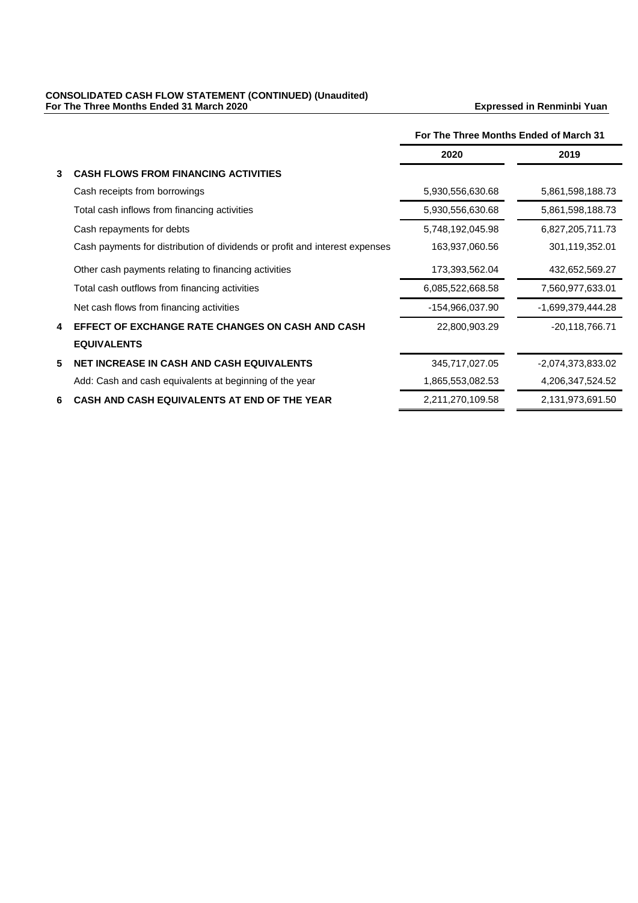**CONSOLIDATED CASH FLOW STATEMENT (CONTINUED) (Unaudited)**
**For The Three Months Ended 31 March 2020**

**Expressed in Renminbi Yuan**

| | | For The Three Months Ended of March 31 | |
|---|---|---|---|
| | | **2020** | **2019** |
| **3** | **CASH FLOWS FROM FINANCING ACTIVITIES** | | |
| | Cash receipts from borrowings | 5,930,556,630.68 | 5,861,598,188.73 |
| | Total cash inflows from financing activities | 5,930,556,630.68 | 5,861,598,188.73 |
| | Cash repayments for debts | 5,748,192,045.98 | 6,827,205,711.73 |
| | Cash payments for distribution of dividends or profit and interest expenses | 163,937,060.56 | 301,119,352.01 |
| | Other cash payments relating to financing activities | 173,393,562.04 | 432,652,569.27 |
| | Total cash outflows from financing activities | 6,085,522,668.58 | 7,560,977,633.01 |
| | Net cash flows from financing activities | -154,966,037.90 | -1,699,379,444.28 |
| **4** | **EFFECT OF EXCHANGE RATE CHANGES ON CASH AND CASH EQUIVALENTS** | 22,800,903.29 | -20,118,766.71 |
| **5** | **NET INCREASE IN CASH AND CASH EQUIVALENTS** | 345,717,027.05 | -2,074,373,833.02 |
| | Add: Cash and cash equivalents at beginning of the year | 1,865,553,082.53 | 4,206,347,524.52 |
| **6** | **CASH AND CASH EQUIVALENTS AT END OF THE YEAR** | 2,211,270,109.58 | 2,131,973,691.50 |